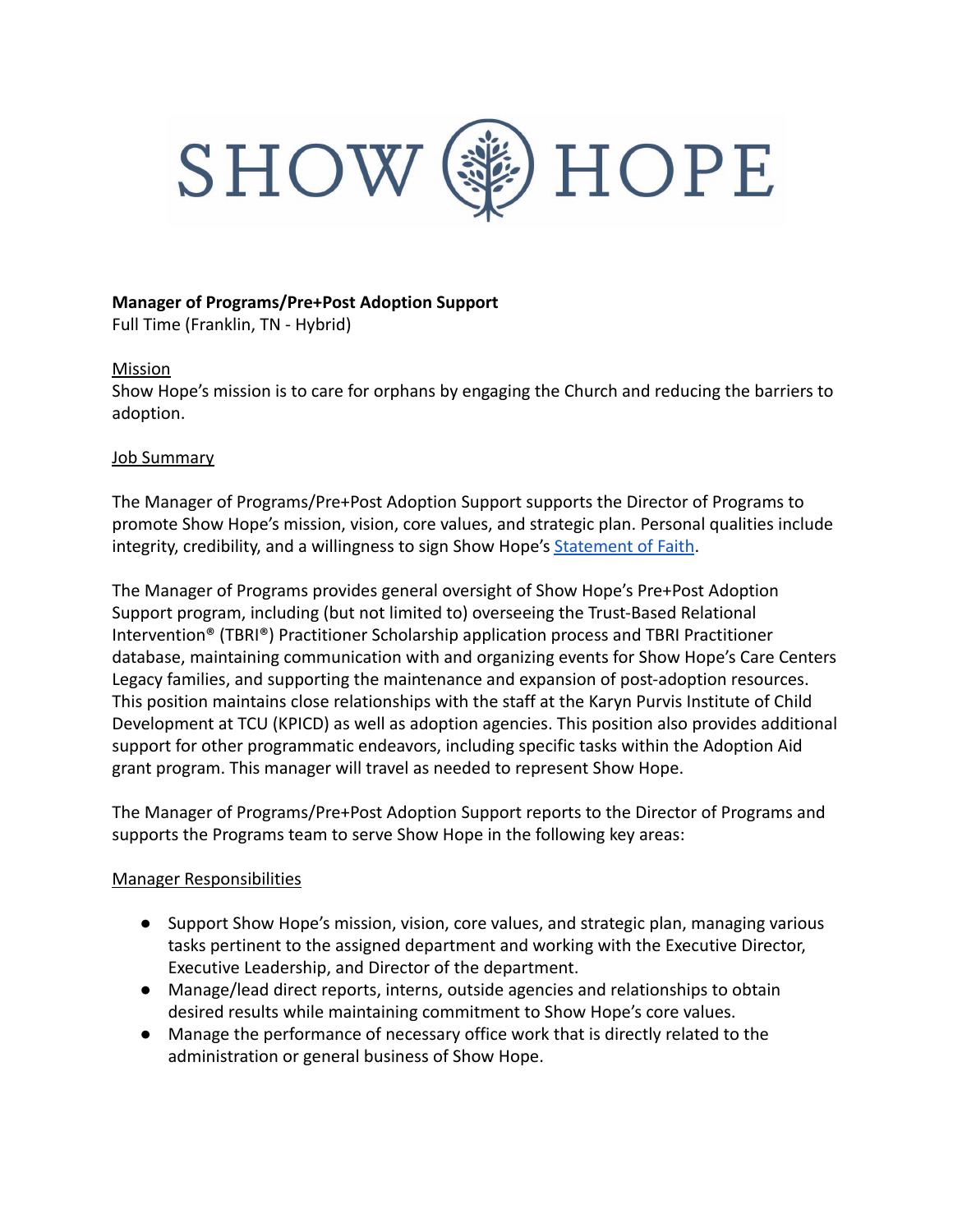SHOW HOPE

**Manager of Programs/Pre+Post Adoption Support**
Full Time (Franklin, TN - Hybrid)

Mission
Show Hope's mission is to care for orphans by engaging the Church and reducing the barriers to adoption.

Job Summary

The Manager of Programs/Pre+Post Adoption Support supports the Director of Programs to promote Show Hope's mission, vision, core values, and strategic plan. Personal qualities include integrity, credibility, and a willingness to sign Show Hope's Statement of Faith.

The Manager of Programs provides general oversight of Show Hope's Pre+Post Adoption Support program, including (but not limited to) overseeing the Trust-Based Relational Intervention® (TBRI®) Practitioner Scholarship application process and TBRI Practitioner database, maintaining communication with and organizing events for Show Hope's Care Centers Legacy families, and supporting the maintenance and expansion of post-adoption resources. This position maintains close relationships with the staff at the Karyn Purvis Institute of Child Development at TCU (KPICD) as well as adoption agencies. This position also provides additional support for other programmatic endeavors, including specific tasks within the Adoption Aid grant program. This manager will travel as needed to represent Show Hope.

The Manager of Programs/Pre+Post Adoption Support reports to the Director of Programs and supports the Programs team to serve Show Hope in the following key areas:

Manager Responsibilities

- Support Show Hope's mission, vision, core values, and strategic plan, managing various tasks pertinent to the assigned department and working with the Executive Director, Executive Leadership, and Director of the department.
- Manage/lead direct reports, interns, outside agencies and relationships to obtain desired results while maintaining commitment to Show Hope's core values.
- Manage the performance of necessary office work that is directly related to the administration or general business of Show Hope.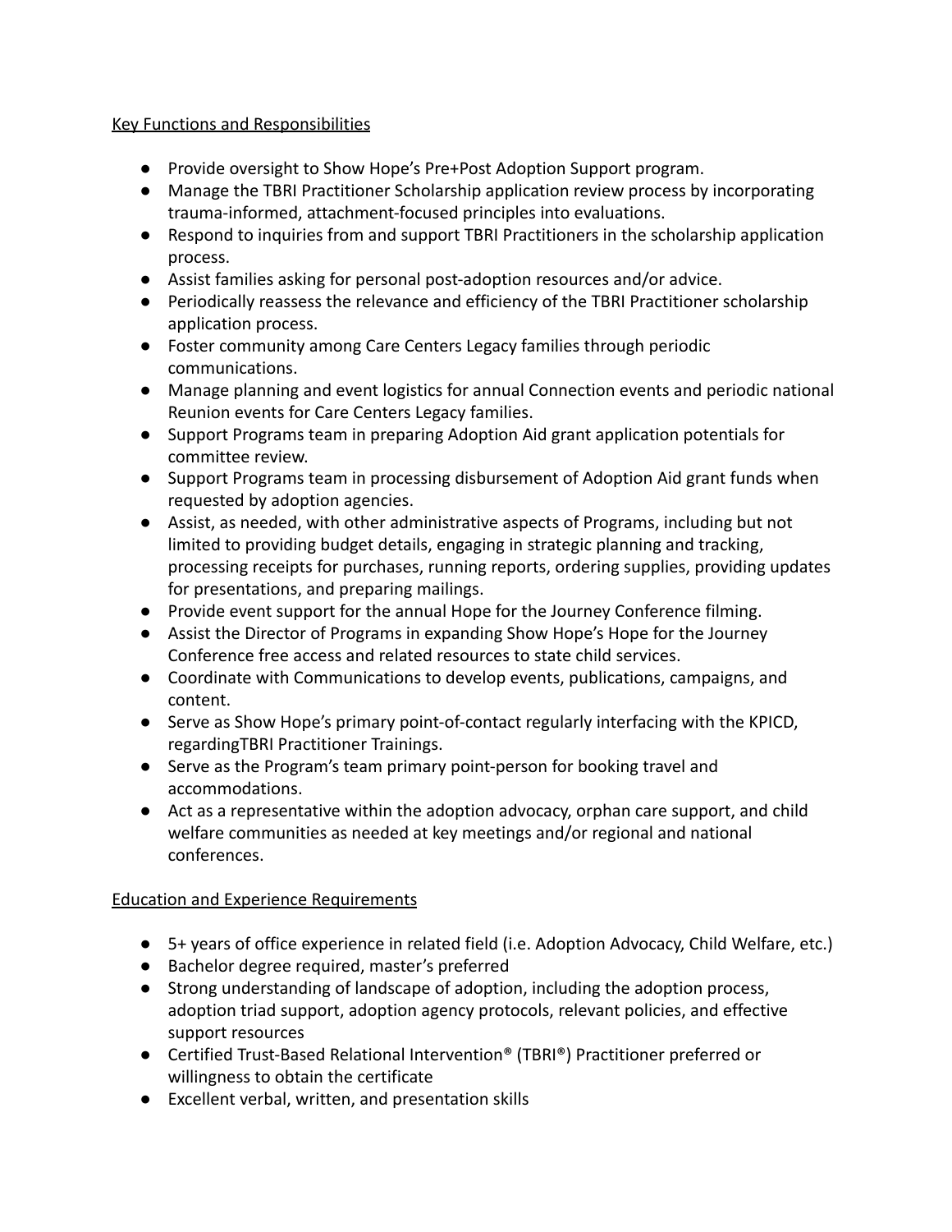Key Functions and Responsibilities

- Provide oversight to Show Hope's Pre+Post Adoption Support program.
- Manage the TBRI Practitioner Scholarship application review process by incorporating trauma-informed, attachment-focused principles into evaluations.
- Respond to inquiries from and support TBRI Practitioners in the scholarship application process.
- Assist families asking for personal post-adoption resources and/or advice.
- Periodically reassess the relevance and efficiency of the TBRI Practitioner scholarship application process.
- Foster community among Care Centers Legacy families through periodic communications.
- Manage planning and event logistics for annual Connection events and periodic national Reunion events for Care Centers Legacy families.
- Support Programs team in preparing Adoption Aid grant application potentials for committee review.
- Support Programs team in processing disbursement of Adoption Aid grant funds when requested by adoption agencies.
- Assist, as needed, with other administrative aspects of Programs, including but not limited to providing budget details, engaging in strategic planning and tracking, processing receipts for purchases, running reports, ordering supplies, providing updates for presentations, and preparing mailings.
- Provide event support for the annual Hope for the Journey Conference filming.
- Assist the Director of Programs in expanding Show Hope's Hope for the Journey Conference free access and related resources to state child services.
- Coordinate with Communications to develop events, publications, campaigns, and content.
- Serve as Show Hope's primary point-of-contact regularly interfacing with the KPICD, regardingTBRI Practitioner Trainings.
- Serve as the Program's team primary point-person for booking travel and accommodations.
- Act as a representative within the adoption advocacy, orphan care support, and child welfare communities as needed at key meetings and/or regional and national conferences.

Education and Experience Requirements

- 5+ years of office experience in related field (i.e. Adoption Advocacy, Child Welfare, etc.)
- Bachelor degree required, master's preferred
- Strong understanding of landscape of adoption, including the adoption process, adoption triad support, adoption agency protocols, relevant policies, and effective support resources
- Certified Trust-Based Relational Intervention® (TBRI®) Practitioner preferred or willingness to obtain the certificate
- Excellent verbal, written, and presentation skills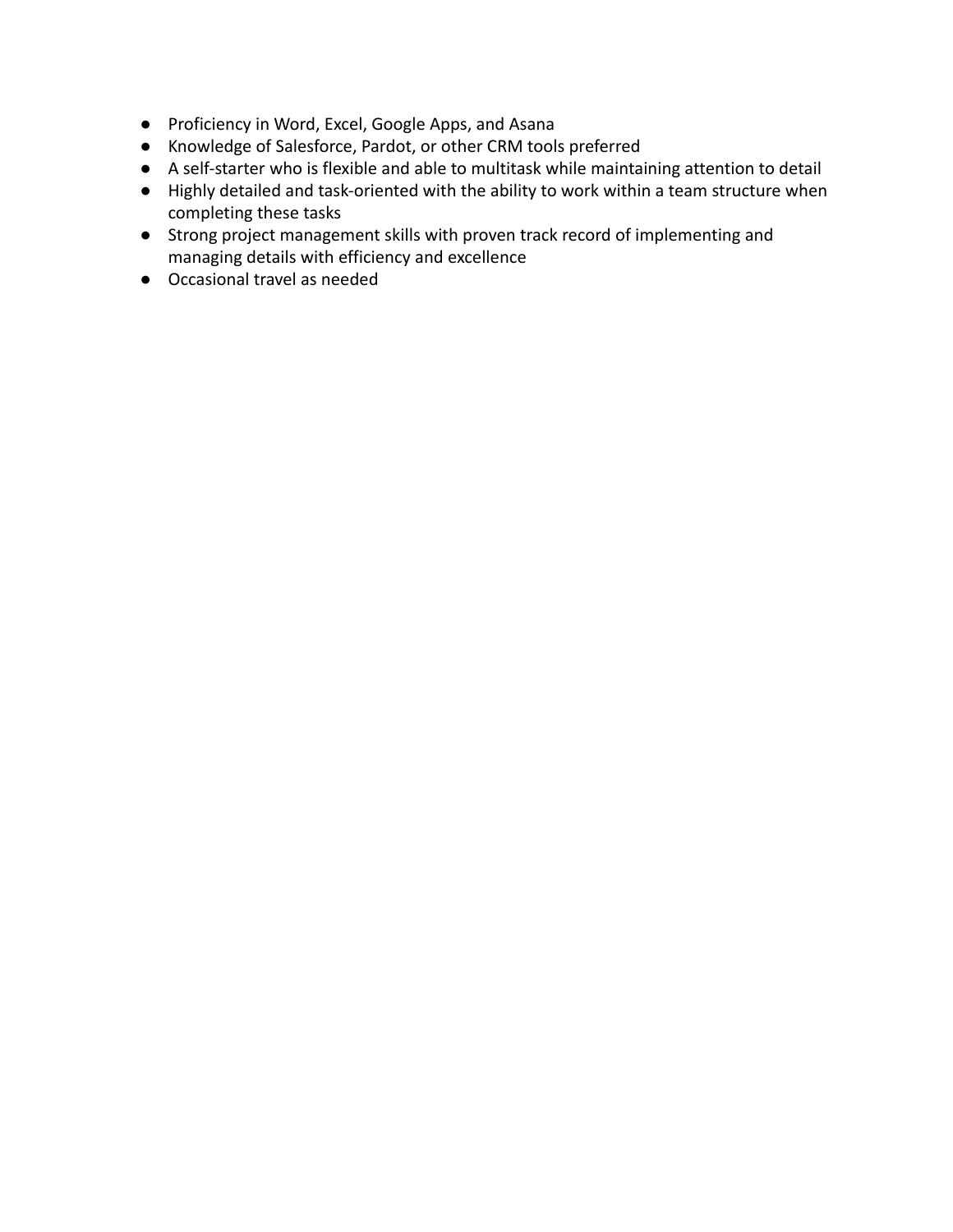- Proficiency in Word, Excel, Google Apps, and Asana
- Knowledge of Salesforce, Pardot, or other CRM tools preferred
- A self-starter who is flexible and able to multitask while maintaining attention to detail
- Highly detailed and task-oriented with the ability to work within a team structure when completing these tasks
- Strong project management skills with proven track record of implementing and managing details with efficiency and excellence
- Occasional travel as needed